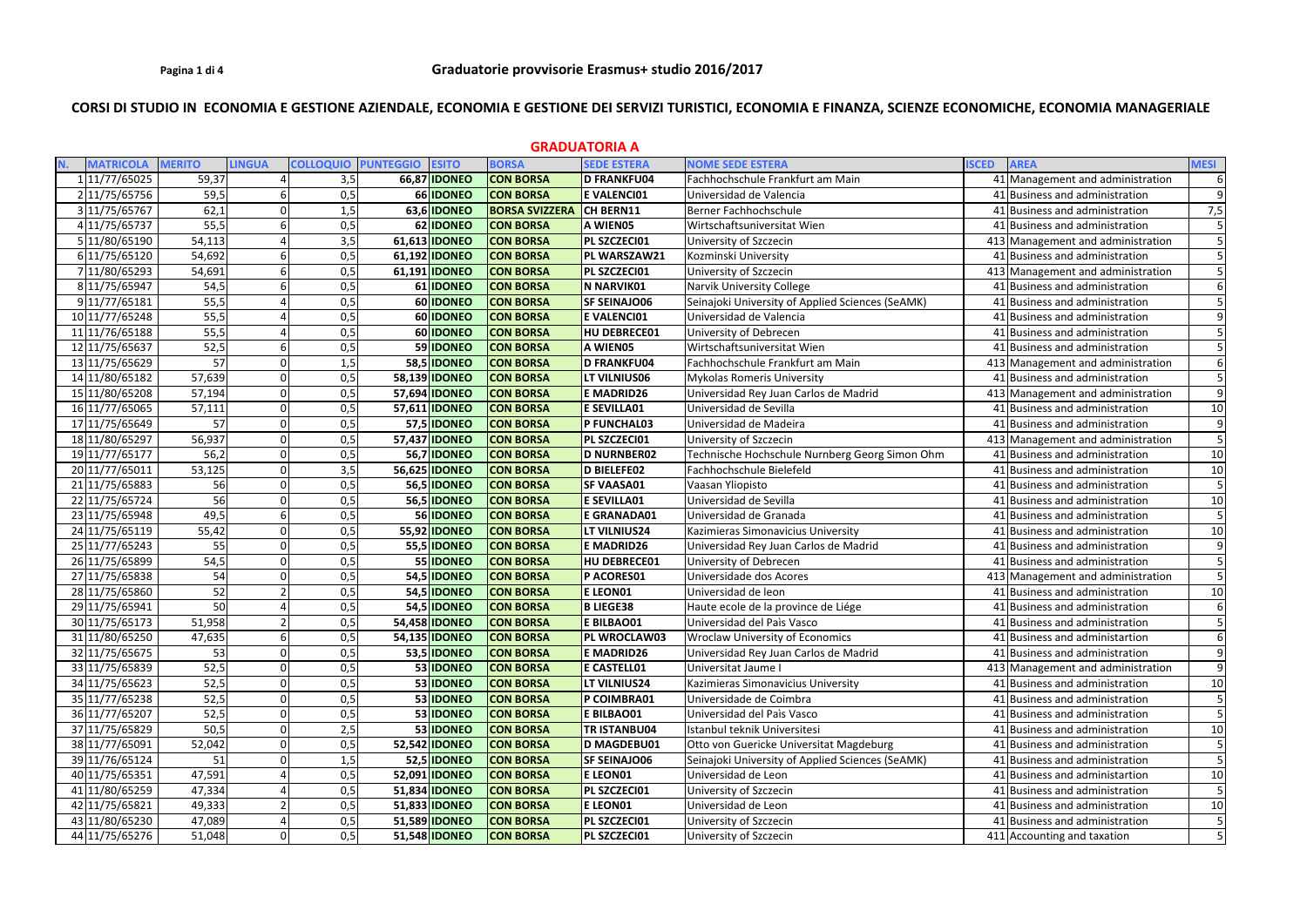## Graduatorie provvisorie Erasmus+ studio 2016/2017

### CORSI DI STUDIO IN ECONOMIA E GESTIONE AZIENDALE, ECONOMIA E GESTIONE DEI SERVIZI TURISTICI, ECONOMIA E FINANZA, SCIENZE ECONOMICHE, ECONOMIA MANAGERIALE

#### GRADUATORIA A

| N. | MATRICOLA | MERITO | LINGUA | COLLOQUIO | PUNTEGGIO | ESITO | BORSA | SEDE ESTERA | NOME SEDE ESTERA | ISCED | AREA | MESI |
|---|---|---|---|---|---|---|---|---|---|---|---|---|
| 1 | 11/77/65025 | 59,37 | 4 | 3,5 | **66,87** | **IDONEO** | **CON BORSA** | **D FRANKFU04** | Fachhochschule Frankfurt am Main | 41 | Management and administration | 6 |
| 2 | 11/75/65756 | 59,5 | 6 | 0,5 | **66** | **IDONEO** | **CON BORSA** | **E VALENCI01** | Universidad de Valencia | 41 | Business and administration | 9 |
| 3 | 11/75/65767 | 62,1 | 0 | 1,5 | **63,6** | **IDONEO** | **BORSA SVIZZERA** | **CH BERN11** | Berner Fachhochschule | 41 | Business and administration | 7,5 |
| 4 | 11/75/65737 | 55,5 | 6 | 0,5 | **62** | **IDONEO** | **CON BORSA** | **A WIEN05** | Wirtschaftsuniversitat Wien | 41 | Business and administration | 5 |
| 5 | 11/80/65190 | 54,113 | 4 | 3,5 | **61,613** | **IDONEO** | **CON BORSA** | **PL SZCZECI01** | University of Szczecin | 413 | Management and administration | 5 |
| 6 | 11/75/65120 | 54,692 | 6 | 0,5 | **61,192** | **IDONEO** | **CON BORSA** | **PL WARSZAW21** | Kozminski University | 41 | Business and administration | 5 |
| 7 | 11/80/65293 | 54,691 | 6 | 0,5 | **61,191** | **IDONEO** | **CON BORSA** | **PL SZCZECI01** | University of Szczecin | 413 | Management and administration | 5 |
| 8 | 11/75/65947 | 54,5 | 6 | 0,5 | **61** | **IDONEO** | **CON BORSA** | **N NARVIK01** | Narvik University College | 41 | Business and administration | 6 |
| 9 | 11/77/65181 | 55,5 | 4 | 0,5 | **60** | **IDONEO** | **CON BORSA** | **SF SEINAJO06** | Seinajoki University of Applied Sciences (SeAMK) | 41 | Business and administration | 5 |
| 10 | 11/77/65248 | 55,5 | 4 | 0,5 | **60** | **IDONEO** | **CON BORSA** | **E VALENCI01** | Universidad de Valencia | 41 | Business and administration | 9 |
| 11 | 11/76/65188 | 55,5 | 4 | 0,5 | **60** | **IDONEO** | **CON BORSA** | **HU DEBRECE01** | University of Debrecen | 41 | Business and administration | 5 |
| 12 | 11/75/65637 | 52,5 | 6 | 0,5 | **59** | **IDONEO** | **CON BORSA** | **A WIEN05** | Wirtschaftsuniversitat Wien | 41 | Business and administration | 5 |
| 13 | 11/75/65629 | 57 | 0 | 1,5 | **58,5** | **IDONEO** | **CON BORSA** | **D FRANKFU04** | Fachhochschule Frankfurt am Main | 413 | Management and administration | 6 |
| 14 | 11/80/65182 | 57,639 | 0 | 0,5 | **58,139** | **IDONEO** | **CON BORSA** | **LT VILNIUS06** | Mykolas Romeris University | 41 | Business and administration | 5 |
| 15 | 11/80/65208 | 57,194 | 0 | 0,5 | **57,694** | **IDONEO** | **CON BORSA** | **E MADRID26** | Universidad Rey Juan Carlos de Madrid | 413 | Management and administration | 9 |
| 16 | 11/77/65065 | 57,111 | 0 | 0,5 | **57,611** | **IDONEO** | **CON BORSA** | **E SEVILLA01** | Universidad de Sevilla | 41 | Business and administration | 10 |
| 17 | 11/75/65649 | 57 | 0 | 0,5 | **57,5** | **IDONEO** | **CON BORSA** | **P FUNCHAL03** | Universidad de Madeira | 41 | Business and administration | 9 |
| 18 | 11/80/65297 | 56,937 | 0 | 0,5 | **57,437** | **IDONEO** | **CON BORSA** | **PL SZCZECI01** | University of Szczecin | 413 | Management and administration | 5 |
| 19 | 11/77/65177 | 56,2 | 0 | 0,5 | **56,7** | **IDONEO** | **CON BORSA** | **D NURNBER02** | Technische Hochschule Nurnberg Georg Simon Ohm | 41 | Business and administration | 10 |
| 20 | 11/77/65011 | 53,125 | 0 | 3,5 | **56,625** | **IDONEO** | **CON BORSA** | **D BIELEFE02** | Fachhochschule Bielefeld | 41 | Business and administration | 10 |
| 21 | 11/75/65883 | 56 | 0 | 0,5 | **56,5** | **IDONEO** | **CON BORSA** | **SF VAASA01** | Vaasan Yliopisto | 41 | Business and administration | 5 |
| 22 | 11/75/65724 | 56 | 0 | 0,5 | **56,5** | **IDONEO** | **CON BORSA** | **E SEVILLA01** | Universidad de Sevilla | 41 | Business and administration | 10 |
| 23 | 11/75/65948 | 49,5 | 6 | 0,5 | **56** | **IDONEO** | **CON BORSA** | **E GRANADA01** | Universidad de Granada | 41 | Business and administration | 5 |
| 24 | 11/75/65119 | 55,42 | 0 | 0,5 | **55,92** | **IDONEO** | **CON BORSA** | **LT VILNIUS24** | Kazimieras Simonavicius University | 41 | Business and administration | 10 |
| 25 | 11/77/65243 | 55 | 0 | 0,5 | **55,5** | **IDONEO** | **CON BORSA** | **E MADRID26** | Universidad Rey Juan Carlos de Madrid | 41 | Business and administration | 9 |
| 26 | 11/75/65899 | 54,5 | 0 | 0,5 | **55** | **IDONEO** | **CON BORSA** | **HU DEBRECE01** | University of Debrecen | 41 | Business and administration | 5 |
| 27 | 11/75/65838 | 54 | 0 | 0,5 | **54,5** | **IDONEO** | **CON BORSA** | **P ACORES01** | Universidade dos Acores | 413 | Management and administration | 5 |
| 28 | 11/75/65860 | 52 | 2 | 0,5 | **54,5** | **IDONEO** | **CON BORSA** | **E LEON01** | Universidad de leon | 41 | Business and administration | 10 |
| 29 | 11/75/65941 | 50 | 4 | 0,5 | **54,5** | **IDONEO** | **CON BORSA** | **B LIEGE38** | Haute ecole de la province de Liége | 41 | Business and administration | 6 |
| 30 | 11/75/65173 | 51,958 | 2 | 0,5 | **54,458** | **IDONEO** | **CON BORSA** | **E BILBAO01** | Universidad del Pais Vasco | 41 | Business and administration | 5 |
| 31 | 11/80/65250 | 47,635 | 6 | 0,5 | **54,135** | **IDONEO** | **CON BORSA** | **PL WROCLAW03** | Wroclaw University of Economics | 41 | Business and administartion | 6 |
| 32 | 11/75/65675 | 53 | 0 | 0,5 | **53,5** | **IDONEO** | **CON BORSA** | **E MADRID26** | Universidad Rey Juan Carlos de Madrid | 41 | Business and administration | 9 |
| 33 | 11/75/65839 | 52,5 | 0 | 0,5 | **53** | **IDONEO** | **CON BORSA** | **E CASTELL01** | Universitat Jaume I | 413 | Management and administration | 9 |
| 34 | 11/75/65623 | 52,5 | 0 | 0,5 | **53** | **IDONEO** | **CON BORSA** | **LT VILNIUS24** | Kazimieras Simonavicius University | 41 | Business and administration | 10 |
| 35 | 11/77/65238 | 52,5 | 0 | 0,5 | **53** | **IDONEO** | **CON BORSA** | **P COIMBRA01** | Universidade de Coimbra | 41 | Business and administration | 5 |
| 36 | 11/77/65207 | 52,5 | 0 | 0,5 | **53** | **IDONEO** | **CON BORSA** | **E BILBAO01** | Universidad del Pais Vasco | 41 | Business and administration | 5 |
| 37 | 11/75/65829 | 50,5 | 0 | 2,5 | **53** | **IDONEO** | **CON BORSA** | **TR ISTANBU04** | Istanbul teknik Universitesi | 41 | Business and administration | 10 |
| 38 | 11/77/65091 | 52,042 | 0 | 0,5 | **52,542** | **IDONEO** | **CON BORSA** | **D MAGDEBU01** | Otto von Guericke Universitat Magdeburg | 41 | Business and administration | 5 |
| 39 | 11/76/65124 | 51 | 0 | 1,5 | **52,5** | **IDONEO** | **CON BORSA** | **SF SEINAJO06** | Seinajoki University of Applied Sciences (SeAMK) | 41 | Business and administration | 5 |
| 40 | 11/75/65351 | 47,591 | 4 | 0,5 | **52,091** | **IDONEO** | **CON BORSA** | **E LEON01** | Universidad de Leon | 41 | Business and administartion | 10 |
| 41 | 11/80/65259 | 47,334 | 4 | 0,5 | **51,834** | **IDONEO** | **CON BORSA** | **PL SZCZECI01** | University of Szczecin | 41 | Business and administration | 5 |
| 42 | 11/75/65821 | 49,333 | 2 | 0,5 | **51,833** | **IDONEO** | **CON BORSA** | **E LEON01** | Universidad de Leon | 41 | Business and administration | 10 |
| 43 | 11/80/65230 | 47,089 | 4 | 0,5 | **51,589** | **IDONEO** | **CON BORSA** | **PL SZCZECI01** | University of Szczecin | 41 | Business and administration | 5 |
| 44 | 11/75/65276 | 51,048 | 0 | 0,5 | **51,548** | **IDONEO** | **CON BORSA** | **PL SZCZECI01** | University of Szczecin | 411 | Accounting and taxation | 5 |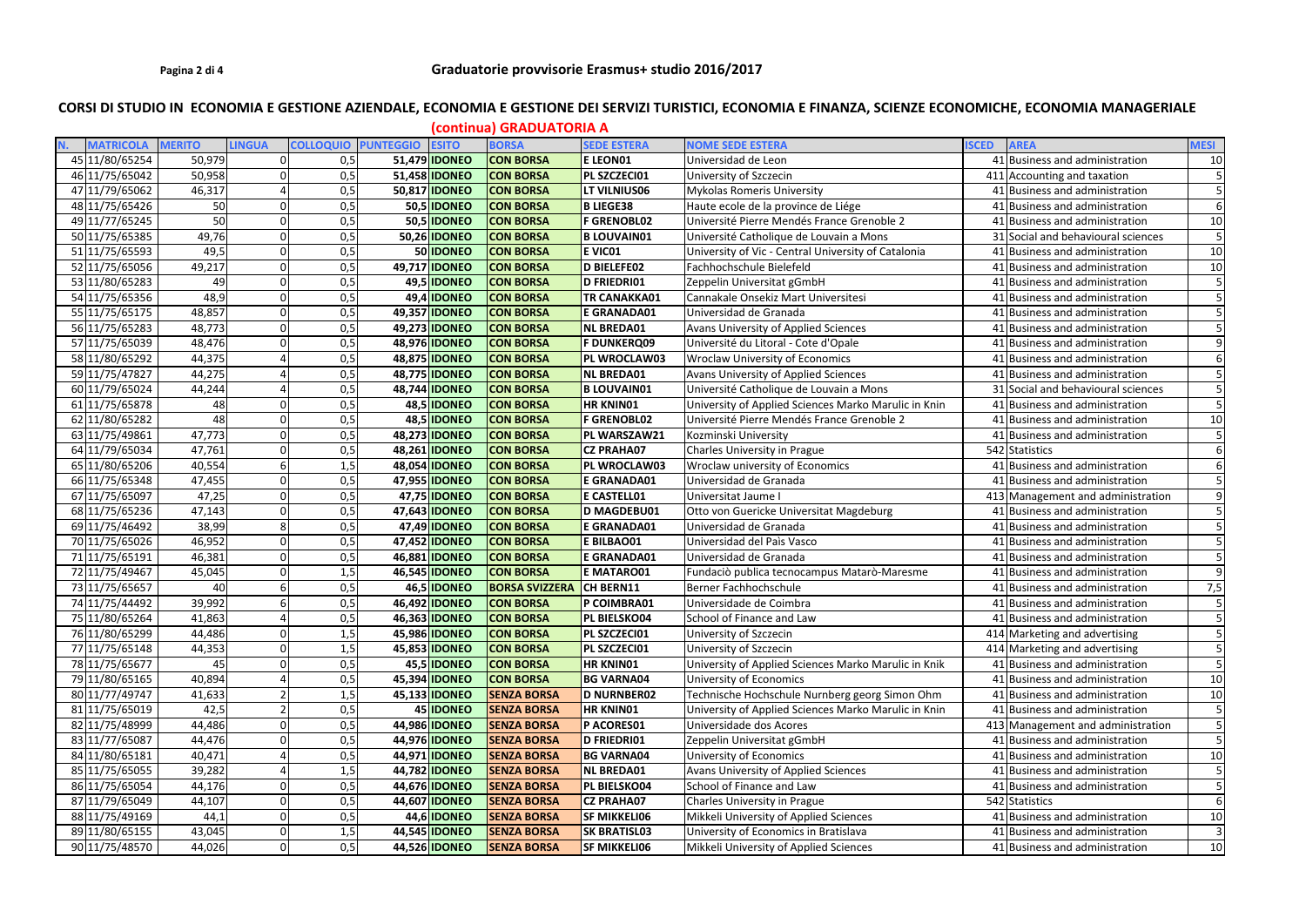# Graduatorie provvisorie Erasmus+ studio 2016/2017

## CORSI DI STUDIO IN ECONOMIA E GESTIONE AZIENDALE, ECONOMIA E GESTIONE DEI SERVIZI TURISTICI, ECONOMIA E FINANZA, SCIENZE ECONOMICHE, ECONOMIA MANAGERIALE

### (continua) GRADUATORIA A

| N. | MATRICOLA | MERITO | LINGUA | COLLOQUIO | PUNTEGGIO | ESITO | BORSA | SEDE ESTERA | NOME SEDE ESTERA | ISCED | AREA | MESI |
|---|---|---|---|---|---|---|---|---|---|---|---|---|
| 45 | 11/80/65254 | 50,979 | 0 | 0,5 | 51,479 | IDONEO | CON BORSA | E LEON01 | Universidad de Leon | 41 | Business and administration | 10 |
| 46 | 11/75/65042 | 50,958 | 0 | 0,5 | 51,458 | IDONEO | CON BORSA | PL SZCZECI01 | University of Szczecin | 411 | Accounting and taxation | 5 |
| 47 | 11/79/65062 | 46,317 | 4 | 0,5 | 50,817 | IDONEO | CON BORSA | LT VILNIUS06 | Mykolas Romeris University | 41 | Business and administration | 5 |
| 48 | 11/75/65426 | 50 | 0 | 0,5 | 50,5 | IDONEO | CON BORSA | B LIEGE38 | Haute ecole de la province de Liége | 41 | Business and administration | 6 |
| 49 | 11/77/65245 | 50 | 0 | 0,5 | 50,5 | IDONEO | CON BORSA | F GRENOBL02 | Université Pierre Mendés France Grenoble 2 | 41 | Business and administration | 10 |
| 50 | 11/75/65385 | 49,76 | 0 | 0,5 | 50,26 | IDONEO | CON BORSA | B LOUVAIN01 | Université Catholique de Louvain a Mons | 31 | Social and behavioural sciences | 5 |
| 51 | 11/75/65593 | 49,5 | 0 | 0,5 | 50 | IDONEO | CON BORSA | E VIC01 | University of Vic - Central University of Catalonia | 41 | Business and administration | 10 |
| 52 | 11/75/65056 | 49,217 | 0 | 0,5 | 49,717 | IDONEO | CON BORSA | D BIELEFE02 | Fachhochschule Bielefeld | 41 | Business and administration | 10 |
| 53 | 11/80/65283 | 49 | 0 | 0,5 | 49,5 | IDONEO | CON BORSA | D FRIEDRI01 | Zeppelin Universitat gGmbH | 41 | Business and administration | 5 |
| 54 | 11/75/65356 | 48,9 | 0 | 0,5 | 49,4 | IDONEO | CON BORSA | TR CANAKKA01 | Cannakale Onsekiz Mart Universitesi | 41 | Business and administration | 5 |
| 55 | 11/75/65175 | 48,857 | 0 | 0,5 | 49,357 | IDONEO | CON BORSA | E GRANADA01 | Universidad de Granada | 41 | Business and administration | 5 |
| 56 | 11/75/65283 | 48,773 | 0 | 0,5 | 49,273 | IDONEO | CON BORSA | NL BREDA01 | Avans University of Applied Sciences | 41 | Business and administration | 5 |
| 57 | 11/75/65039 | 48,476 | 0 | 0,5 | 48,976 | IDONEO | CON BORSA | F DUNKERQ09 | Université du Litoral - Cote d'Opale | 41 | Business and administration | 9 |
| 58 | 11/80/65292 | 44,375 | 4 | 0,5 | 48,875 | IDONEO | CON BORSA | PL WROCLAW03 | Wroclaw University of Economics | 41 | Business and administration | 6 |
| 59 | 11/75/47827 | 44,275 | 4 | 0,5 | 48,775 | IDONEO | CON BORSA | NL BREDA01 | Avans University of Applied Sciences | 41 | Business and administration | 5 |
| 60 | 11/79/65024 | 44,244 | 4 | 0,5 | 48,744 | IDONEO | CON BORSA | B LOUVAIN01 | Université Catholique de Louvain a Mons | 31 | Social and behavioural sciences | 5 |
| 61 | 11/75/65878 | 48 | 0 | 0,5 | 48,5 | IDONEO | CON BORSA | HR KNIN01 | University of Applied Sciences Marko Marulic in Knin | 41 | Business and administration | 5 |
| 62 | 11/80/65282 | 48 | 0 | 0,5 | 48,5 | IDONEO | CON BORSA | F GRENOBL02 | Université Pierre Mendés France Grenoble 2 | 41 | Business and administration | 10 |
| 63 | 11/75/49861 | 47,773 | 0 | 0,5 | 48,273 | IDONEO | CON BORSA | PL WARSZAW21 | Kozminski University | 41 | Business and administration | 5 |
| 64 | 11/79/65034 | 47,761 | 0 | 0,5 | 48,261 | IDONEO | CON BORSA | CZ PRAHA07 | Charles University in Prague | 542 | Statistics | 6 |
| 65 | 11/80/65206 | 40,554 | 6 | 1,5 | 48,054 | IDONEO | CON BORSA | PL WROCLAW03 | Wroclaw university of Economics | 41 | Business and administration | 6 |
| 66 | 11/75/65348 | 47,455 | 0 | 0,5 | 47,955 | IDONEO | CON BORSA | E GRANADA01 | Universidad de Granada | 41 | Business and administration | 5 |
| 67 | 11/75/65097 | 47,25 | 0 | 0,5 | 47,75 | IDONEO | CON BORSA | E CASTELL01 | Universitat Jaume I | 413 | Management and administration | 9 |
| 68 | 11/75/65236 | 47,143 | 0 | 0,5 | 47,643 | IDONEO | CON BORSA | D MAGDEBU01 | Otto von Guericke Universitat Magdeburg | 41 | Business and administration | 5 |
| 69 | 11/75/46492 | 38,99 | 8 | 0,5 | 47,49 | IDONEO | CON BORSA | E GRANADA01 | Universidad de Granada | 41 | Business and administration | 5 |
| 70 | 11/75/65026 | 46,952 | 0 | 0,5 | 47,452 | IDONEO | CON BORSA | E BILBAO01 | Universidad del Pais Vasco | 41 | Business and administration | 5 |
| 71 | 11/75/65191 | 46,381 | 0 | 0,5 | 46,881 | IDONEO | CON BORSA | E GRANADA01 | Universidad de Granada | 41 | Business and administration | 5 |
| 72 | 11/75/49467 | 45,045 | 0 | 1,5 | 46,545 | IDONEO | CON BORSA | E MATARO01 | Fundaciò publica tecnocampus Matarò-Maresme | 41 | Business and administration | 9 |
| 73 | 11/75/65657 | 40 | 6 | 0,5 | 46,5 | IDONEO | BORSA SVIZZERA | CH BERN11 | Berner Fachhochschule | 41 | Business and administration | 7,5 |
| 74 | 11/75/44492 | 39,992 | 6 | 0,5 | 46,492 | IDONEO | CON BORSA | P COIMBRA01 | Universidade de Coimbra | 41 | Business and administration | 5 |
| 75 | 11/80/65264 | 41,863 | 4 | 0,5 | 46,363 | IDONEO | CON BORSA | PL BIELSKO04 | School of Finance and Law | 41 | Business and administration | 5 |
| 76 | 11/80/65299 | 44,486 | 0 | 1,5 | 45,986 | IDONEO | CON BORSA | PL SZCZECI01 | University of Szczecin | 414 | Marketing and advertising | 5 |
| 77 | 11/75/65148 | 44,353 | 0 | 1,5 | 45,853 | IDONEO | CON BORSA | PL SZCZECI01 | University of Szczecin | 414 | Marketing and advertising | 5 |
| 78 | 11/75/65677 | 45 | 0 | 0,5 | 45,5 | IDONEO | CON BORSA | HR KNIN01 | University of Applied Sciences Marko Marulic in Knik | 41 | Business and administration | 5 |
| 79 | 11/80/65165 | 40,894 | 4 | 0,5 | 45,394 | IDONEO | CON BORSA | BG VARNA04 | University of Economics | 41 | Business and administration | 10 |
| 80 | 11/77/49747 | 41,633 | 2 | 1,5 | 45,133 | IDONEO | SENZA BORSA | D NURNBER02 | Technische Hochschule Nurnberg georg Simon Ohm | 41 | Business and administration | 10 |
| 81 | 11/75/65019 | 42,5 | 2 | 0,5 | 45 | IDONEO | SENZA BORSA | HR KNIN01 | University of Applied Sciences Marko Marulic in Knin | 41 | Business and administration | 5 |
| 82 | 11/75/48999 | 44,486 | 0 | 0,5 | 44,986 | IDONEO | SENZA BORSA | P ACORES01 | Universidade dos Acores | 413 | Management and administration | 5 |
| 83 | 11/77/65087 | 44,476 | 0 | 0,5 | 44,976 | IDONEO | SENZA BORSA | D FRIEDRI01 | Zeppelin Universitat gGmbH | 41 | Business and administration | 5 |
| 84 | 11/80/65181 | 40,471 | 4 | 0,5 | 44,971 | IDONEO | SENZA BORSA | BG VARNA04 | University of Economics | 41 | Business and administration | 10 |
| 85 | 11/75/65055 | 39,282 | 4 | 1,5 | 44,782 | IDONEO | SENZA BORSA | NL BREDA01 | Avans University of Applied Sciences | 41 | Business and administration | 5 |
| 86 | 11/75/65054 | 44,176 | 0 | 0,5 | 44,676 | IDONEO | SENZA BORSA | PL BIELSKO04 | School of Finance and Law | 41 | Business and administration | 5 |
| 87 | 11/79/65049 | 44,107 | 0 | 0,5 | 44,607 | IDONEO | SENZA BORSA | CZ PRAHA07 | Charles University in Prague | 542 | Statistics | 6 |
| 88 | 11/75/49169 | 44,1 | 0 | 0,5 | 44,6 | IDONEO | SENZA BORSA | SF MIKKELI06 | Mikkeli University of Applied Sciences | 41 | Business and administration | 10 |
| 89 | 11/80/65155 | 43,045 | 0 | 1,5 | 44,545 | IDONEO | SENZA BORSA | SK BRATISL03 | University of Economics in Bratislava | 41 | Business and administration | 3 |
| 90 | 11/75/48570 | 44,026 | 0 | 0,5 | 44,526 | IDONEO | SENZA BORSA | SF MIKKELI06 | Mikkeli University of Applied Sciences | 41 | Business and administration | 10 |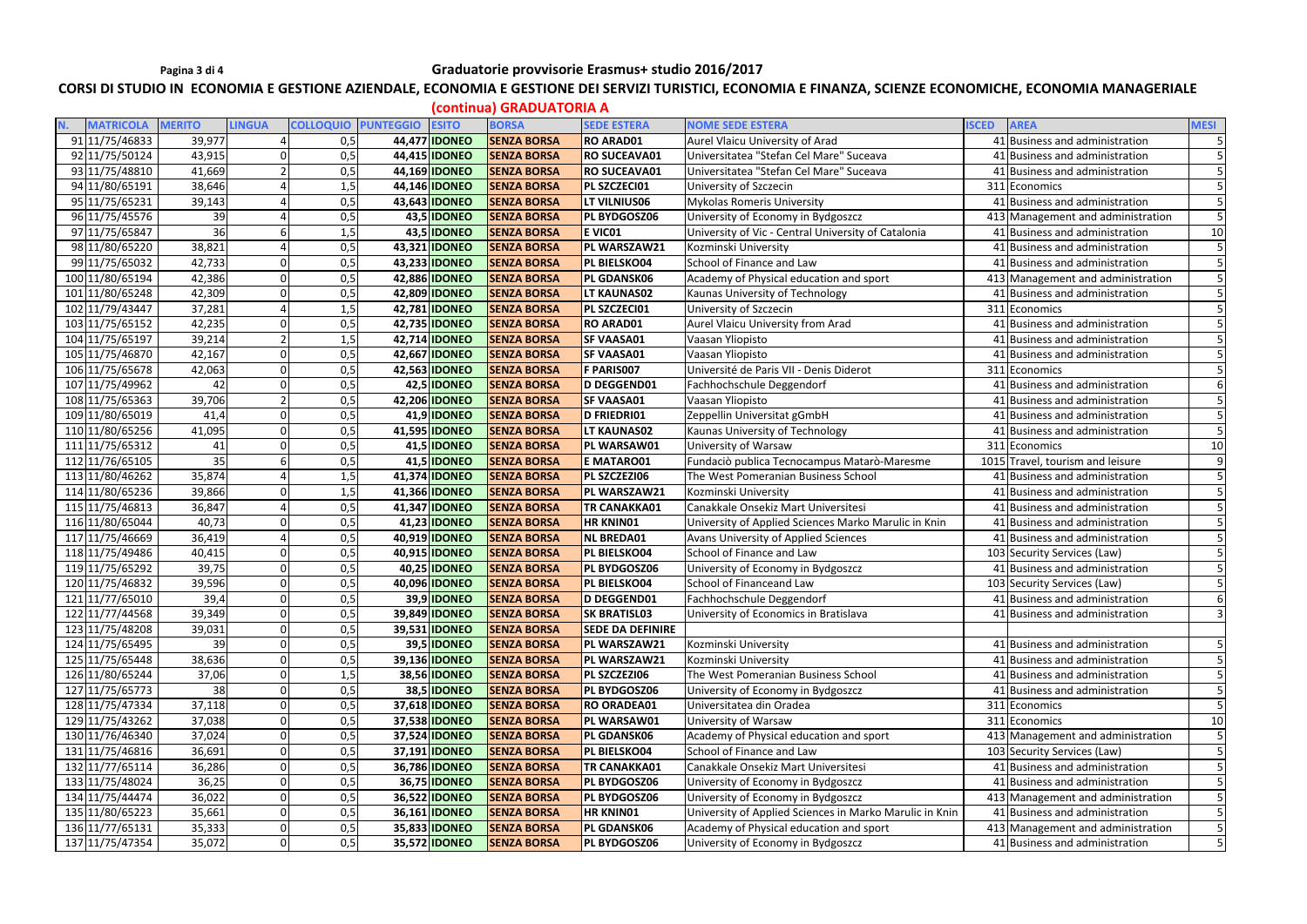# Graduatorie provvisorie Erasmus+ studio 2016/2017

## CORSI DI STUDIO IN ECONOMIA E GESTIONE AZIENDALE, ECONOMIA E GESTIONE DEI SERVIZI TURISTICI, ECONOMIA E FINANZA, SCIENZE ECONOMICHE, ECONOMIA MANAGERIALE

### (continua) GRADUATORIA A

| N. | MATRICOLA | MERITO | LINGUA | COLLOQUIO | PUNTEGGIO | ESITO | BORSA | SEDE ESTERA | NOME SEDE ESTERA | ISCED | AREA | MESI |
|---|---|---|---|---|---|---|---|---|---|---|---|---|
| 91 | 11/75/46833 | 39,977 | 4 | 0,5 | 44,477 | IDONEO | SENZA BORSA | RO ARAD01 | Aurel Vlaicu University of Arad | 41 | Business and administration | 5 |
| 92 | 11/75/50124 | 43,915 | 0 | 0,5 | 44,415 | IDONEO | SENZA BORSA | RO SUCEAVA01 | Universitatea "Stefan Cel Mare" Suceava | 41 | Business and administration | 5 |
| 93 | 11/75/48810 | 41,669 | 2 | 0,5 | 44,169 | IDONEO | SENZA BORSA | RO SUCEAVA01 | Universitatea "Stefan Cel Mare" Suceava | 41 | Business and administration | 5 |
| 94 | 11/80/65191 | 38,646 | 4 | 1,5 | 44,146 | IDONEO | SENZA BORSA | PL SZCZECI01 | University of Szczecin | 311 | Economics | 5 |
| 95 | 11/75/65231 | 39,143 | 4 | 0,5 | 43,643 | IDONEO | SENZA BORSA | LT VILNIUS06 | Mykolas Romeris University | 41 | Business and administration | 5 |
| 96 | 11/75/45576 | 39 | 4 | 0,5 | 43,5 | IDONEO | SENZA BORSA | PL BYDGOSZ06 | University of Economy in Bydgoszcz | 413 | Management and administration | 5 |
| 97 | 11/75/65847 | 36 | 6 | 1,5 | 43,5 | IDONEO | SENZA BORSA | E VIC01 | University of Vic - Central University of Catalonia | 41 | Business and administration | 10 |
| 98 | 11/80/65220 | 38,821 | 4 | 0,5 | 43,321 | IDONEO | SENZA BORSA | PL WARSZAW21 | Kozminski University | 41 | Business and administration | 5 |
| 99 | 11/75/65032 | 42,733 | 0 | 0,5 | 43,233 | IDONEO | SENZA BORSA | PL BIELSKO04 | School of Finance and Law | 41 | Business and administration | 5 |
| 100 | 11/80/65194 | 42,386 | 0 | 0,5 | 42,886 | IDONEO | SENZA BORSA | PL GDANSK06 | Academy of Physical education and sport | 413 | Management and administration | 5 |
| 101 | 11/80/65248 | 42,309 | 0 | 0,5 | 42,809 | IDONEO | SENZA BORSA | LT KAUNAS02 | Kaunas University of Technology | 41 | Business and administration | 5 |
| 102 | 11/79/43447 | 37,281 | 4 | 1,5 | 42,781 | IDONEO | SENZA BORSA | PL SZCZECI01 | University of Szczecin | 311 | Economics | 5 |
| 103 | 11/75/65152 | 42,235 | 0 | 0,5 | 42,735 | IDONEO | SENZA BORSA | RO ARAD01 | Aurel Vlaicu University from Arad | 41 | Business and administration | 5 |
| 104 | 11/75/65197 | 39,214 | 2 | 1,5 | 42,714 | IDONEO | SENZA BORSA | SF VAASA01 | Vaasan Yliopisto | 41 | Business and administration | 5 |
| 105 | 11/75/46870 | 42,167 | 0 | 0,5 | 42,667 | IDONEO | SENZA BORSA | SF VAASA01 | Vaasan Yliopisto | 41 | Business and administration | 5 |
| 106 | 11/75/65678 | 42,063 | 0 | 0,5 | 42,563 | IDONEO | SENZA BORSA | F PARIS007 | Université de Paris VII - Denis Diderot | 311 | Economics | 5 |
| 107 | 11/75/49962 | 42 | 0 | 0,5 | 42,5 | IDONEO | SENZA BORSA | D DEGGEND01 | Fachhochschule Deggendorf | 41 | Business and administration | 6 |
| 108 | 11/75/65363 | 39,706 | 2 | 0,5 | 42,206 | IDONEO | SENZA BORSA | SF VAASA01 | Vaasan Yliopisto | 41 | Business and administration | 5 |
| 109 | 11/80/65019 | 41,4 | 0 | 0,5 | 41,9 | IDONEO | SENZA BORSA | D FRIEDRI01 | Zeppellin Universitat gGmbH | 41 | Business and administration | 5 |
| 110 | 11/80/65256 | 41,095 | 0 | 0,5 | 41,595 | IDONEO | SENZA BORSA | LT KAUNAS02 | Kaunas University of Technology | 41 | Business and administration | 5 |
| 111 | 11/75/65312 | 41 | 0 | 0,5 | 41,5 | IDONEO | SENZA BORSA | PL WARSAW01 | University of Warsaw | 311 | Economics | 10 |
| 112 | 11/76/65105 | 35 | 6 | 0,5 | 41,5 | IDONEO | SENZA BORSA | E MATARO01 | Fundaciò publica Tecnocampus Matarò-Maresme | 1015 | Travel, tourism and leisure | 9 |
| 113 | 11/80/46262 | 35,874 | 4 | 1,5 | 41,374 | IDONEO | SENZA BORSA | PL SZCZEZI06 | The West Pomeranian Business School | 41 | Business and administration | 5 |
| 114 | 11/80/65236 | 39,866 | 0 | 1,5 | 41,366 | IDONEO | SENZA BORSA | PL WARSZAW21 | Kozminski University | 41 | Business and administration | 5 |
| 115 | 11/75/46813 | 36,847 | 4 | 0,5 | 41,347 | IDONEO | SENZA BORSA | TR CANAKKA01 | Canakkale Onsekiz Mart Universitesi | 41 | Business and administration | 5 |
| 116 | 11/80/65044 | 40,73 | 0 | 0,5 | 41,23 | IDONEO | SENZA BORSA | HR KNIN01 | University of Applied Sciences Marko Marulic in Knin | 41 | Business and administration | 5 |
| 117 | 11/75/46669 | 36,419 | 4 | 0,5 | 40,919 | IDONEO | SENZA BORSA | NL BREDA01 | Avans University of Applied Sciences | 41 | Business and administration | 5 |
| 118 | 11/75/49486 | 40,415 | 0 | 0,5 | 40,915 | IDONEO | SENZA BORSA | PL BIELSKO04 | School of Finance and Law | 103 | Security Services (Law) | 5 |
| 119 | 11/75/65292 | 39,75 | 0 | 0,5 | 40,25 | IDONEO | SENZA BORSA | PL BYDGOSZ06 | University of Economy in Bydgoszcz | 41 | Business and administration | 5 |
| 120 | 11/75/46832 | 39,596 | 0 | 0,5 | 40,096 | IDONEO | SENZA BORSA | PL BIELSKO04 | School of Financeand Law | 103 | Security Services (Law) | 5 |
| 121 | 11/77/65010 | 39,4 | 0 | 0,5 | 39,9 | IDONEO | SENZA BORSA | D DEGGEND01 | Fachhochschule Deggendorf | 41 | Business and administration | 6 |
| 122 | 11/77/44568 | 39,349 | 0 | 0,5 | 39,849 | IDONEO | SENZA BORSA | SK BRATISL03 | University of Economics in Bratislava | 41 | Business and administration | 3 |
| 123 | 11/75/48208 | 39,031 | 0 | 0,5 | 39,531 | IDONEO | SENZA BORSA | SEDE DA DEFINIRE | | | | |
| 124 | 11/75/65495 | 39 | 0 | 0,5 | 39,5 | IDONEO | SENZA BORSA | PL WARSZAW21 | Kozminski University | 41 | Business and administration | 5 |
| 125 | 11/75/65448 | 38,636 | 0 | 0,5 | 39,136 | IDONEO | SENZA BORSA | PL WARSZAW21 | Kozminski University | 41 | Business and administration | 5 |
| 126 | 11/80/65244 | 37,06 | 0 | 1,5 | 38,56 | IDONEO | SENZA BORSA | PL SZCZEZI06 | The West Pomeranian Business School | 41 | Business and administration | 5 |
| 127 | 11/75/65773 | 38 | 0 | 0,5 | 38,5 | IDONEO | SENZA BORSA | PL BYDGOSZ06 | University of Economy in Bydgoszcz | 41 | Business and administration | 5 |
| 128 | 11/75/47334 | 37,118 | 0 | 0,5 | 37,618 | IDONEO | SENZA BORSA | RO ORADEA01 | Universitatea din Oradea | 311 | Economics | 5 |
| 129 | 11/75/43262 | 37,038 | 0 | 0,5 | 37,538 | IDONEO | SENZA BORSA | PL WARSAW01 | University of Warsaw | 311 | Economics | 10 |
| 130 | 11/76/46340 | 37,024 | 0 | 0,5 | 37,524 | IDONEO | SENZA BORSA | PL GDANSK06 | Academy of Physical education and sport | 413 | Management and administration | 5 |
| 131 | 11/75/46816 | 36,691 | 0 | 0,5 | 37,191 | IDONEO | SENZA BORSA | PL BIELSKO04 | School of Finance and Law | 103 | Security Services (Law) | 5 |
| 132 | 11/77/65114 | 36,286 | 0 | 0,5 | 36,786 | IDONEO | SENZA BORSA | TR CANAKKA01 | Canakkale Onsekiz Mart Universitesi | 41 | Business and administration | 5 |
| 133 | 11/75/48024 | 36,25 | 0 | 0,5 | 36,75 | IDONEO | SENZA BORSA | PL BYDGOSZ06 | University of Economy in Bydgoszcz | 41 | Business and administration | 5 |
| 134 | 11/75/44474 | 36,022 | 0 | 0,5 | 36,522 | IDONEO | SENZA BORSA | PL BYDGOSZ06 | University of Economy in Bydgoszcz | 413 | Management and administration | 5 |
| 135 | 11/80/65223 | 35,661 | 0 | 0,5 | 36,161 | IDONEO | SENZA BORSA | HR KNIN01 | University of Applied Sciences in Marko Marulic in Knin | 41 | Business and administration | 5 |
| 136 | 11/77/65131 | 35,333 | 0 | 0,5 | 35,833 | IDONEO | SENZA BORSA | PL GDANSK06 | Academy of Physical education and sport | 413 | Management and administration | 5 |
| 137 | 11/75/47354 | 35,072 | 0 | 0,5 | 35,572 | IDONEO | SENZA BORSA | PL BYDGOSZ06 | University of Economy in Bydgoszcz | 41 | Business and administration | 5 |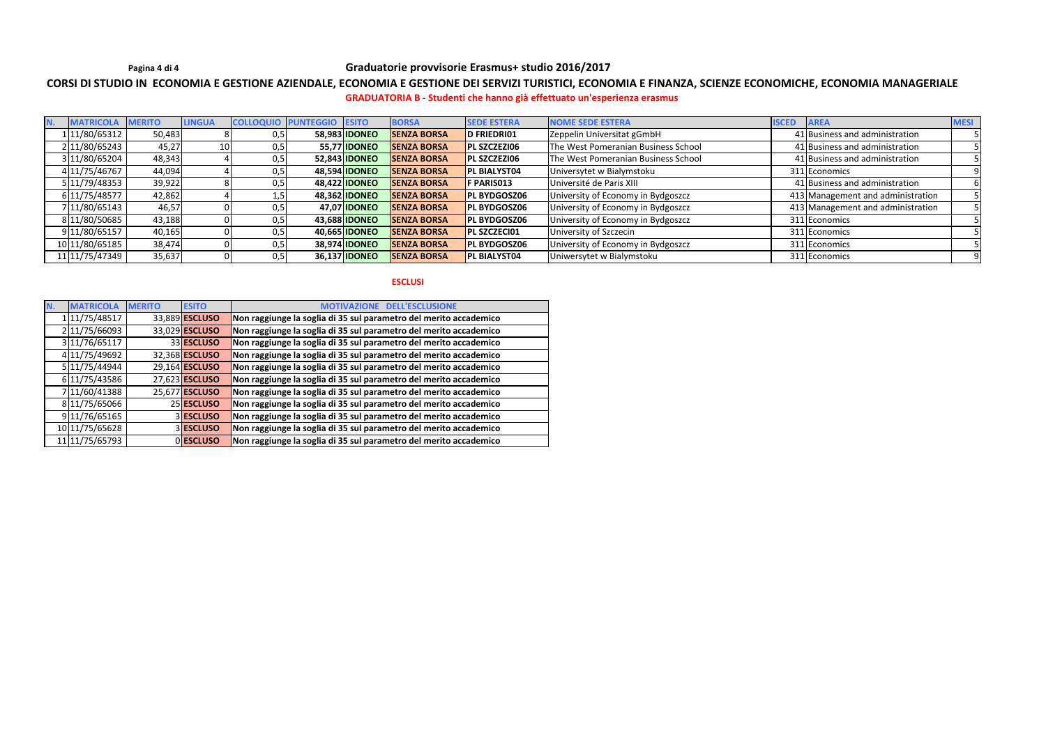**Graduatorie provvisorie Erasmus+ studio 2016/2017**

## CORSI DI STUDIO IN ECONOMIA E GESTIONE AZIENDALE, ECONOMIA E GESTIONE DEI SERVIZI TURISTICI, ECONOMIA E FINANZA, SCIENZE ECONOMICHE, ECONOMIA MANAGERIALE

### GRADUATORIA B - Studenti che hanno già effettuato un'esperienza erasmus

| N. | MATRICOLA | MERITO | LINGUA | COLLOQUIO | PUNTEGGIO | ESITO | BORSA | SEDE ESTERA | NOME SEDE ESTERA | ISCED | AREA | MESI |
|---|---|---|---|---|---|---|---|---|---|---|---|---|
| 1 | 11/80/65312 | 50,483 | 8 | 0,5 | 58,983 | IDONEO | SENZA BORSA | D FRIEDRI01 | Zeppelin Universitat gGmbH | 41 | Business and administration | 5 |
| 2 | 11/80/65243 | 45,27 | 10 | 0,5 | 55,77 | IDONEO | SENZA BORSA | PL SZCZEZI06 | The West Pomeranian Business School | 41 | Business and administration | 5 |
| 3 | 11/80/65204 | 48,343 | 4 | 0,5 | 52,843 | IDONEO | SENZA BORSA | PL SZCZEZI06 | The West Pomeranian Business School | 41 | Business and administration | 5 |
| 4 | 11/75/46767 | 44,094 | 4 | 0,5 | 48,594 | IDONEO | SENZA BORSA | PL BIALYST04 | Universytet w Bialymstoku | 311 | Economics | 9 |
| 5 | 11/79/48353 | 39,922 | 8 | 0,5 | 48,422 | IDONEO | SENZA BORSA | F PARIS013 | Université de Paris XIII | 41 | Business and administration | 6 |
| 6 | 11/75/48577 | 42,862 | 4 | 1,5 | 48,362 | IDONEO | SENZA BORSA | PL BYDGOSZ06 | University of Economy in Bydgoszcz | 413 | Management and administration | 5 |
| 7 | 11/80/65143 | 46,57 | 0 | 0,5 | 47,07 | IDONEO | SENZA BORSA | PL BYDGOSZ06 | University of Economy in Bydgoszcz | 413 | Management and administration | 5 |
| 8 | 11/80/50685 | 43,188 | 0 | 0,5 | 43,688 | IDONEO | SENZA BORSA | PL BYDGOSZ06 | University of Economy in Bydgoszcz | 311 | Economics | 5 |
| 9 | 11/80/65157 | 40,165 | 0 | 0,5 | 40,665 | IDONEO | SENZA BORSA | PL SZCZECI01 | University of Szczecin | 311 | Economics | 5 |
| 10 | 11/80/65185 | 38,474 | 0 | 0,5 | 38,974 | IDONEO | SENZA BORSA | PL BYDGOSZ06 | University of Economy in Bydgoszcz | 311 | Economics | 5 |
| 11 | 11/75/47349 | 35,637 | 0 | 0,5 | 36,137 | IDONEO | SENZA BORSA | PL BIALYST04 | Uniwersytet w Bialymstoku | 311 | Economics | 9 |

### ESCLUSI

| N. | MATRICOLA | MERITO | ESITO | MOTIVAZIONE DELL'ESCLUSIONE |
|---|---|---|---|---|
| 1 | 11/75/48517 | 33,889 | ESCLUSO | Non raggiunge la soglia di 35 sul parametro del merito accademico |
| 2 | 11/75/66093 | 33,029 | ESCLUSO | Non raggiunge la soglia di 35 sul parametro del merito accademico |
| 3 | 11/76/65117 | 33 | ESCLUSO | Non raggiunge la soglia di 35 sul parametro del merito accademico |
| 4 | 11/75/49692 | 32,368 | ESCLUSO | Non raggiunge la soglia di 35 sul parametro del merito accademico |
| 5 | 11/75/44944 | 29,164 | ESCLUSO | Non raggiunge la soglia di 35 sul parametro del merito accademico |
| 6 | 11/75/43586 | 27,623 | ESCLUSO | Non raggiunge la soglia di 35 sul parametro del merito accademico |
| 7 | 11/60/41388 | 25,677 | ESCLUSO | Non raggiunge la soglia di 35 sul parametro del merito accademico |
| 8 | 11/75/65066 | 25 | ESCLUSO | Non raggiunge la soglia di 35 sul parametro del merito accademico |
| 9 | 11/76/65165 | 3 | ESCLUSO | Non raggiunge la soglia di 35 sul parametro del merito accademico |
| 10 | 11/75/65628 | 3 | ESCLUSO | Non raggiunge la soglia di 35 sul parametro del merito accademico |
| 11 | 11/75/65793 | 0 | ESCLUSO | Non raggiunge la soglia di 35 sul parametro del merito accademico |